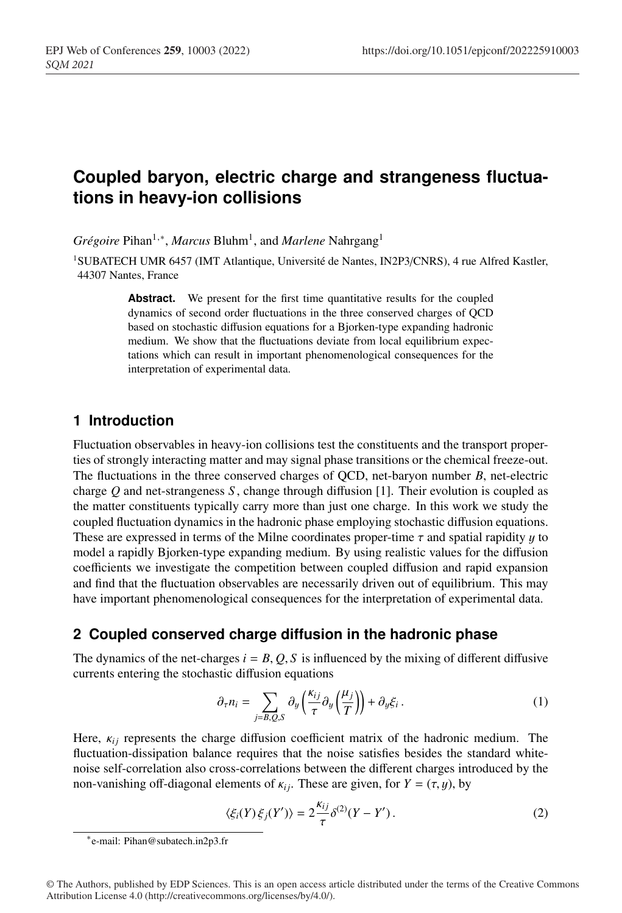# Coupled baryon, electric charge and strangeness fluctuations in heavy-ion collisions

*Grégoire* Pihan[1,*], *Marcus* Bluhm[1], and *Marlene* Nahrgang[1]

[1]SUBATECH UMR 6457 (IMT Atlantique, Université de Nantes, IN2P3/CNRS), 4 rue Alfred Kastler, 44307 Nantes, France

**Abstract.** We present for the first time quantitative results for the coupled dynamics of second order fluctuations in the three conserved charges of QCD based on stochastic diffusion equations for a Bjorken-type expanding hadronic medium. We show that the fluctuations deviate from local equilibrium expectations which can result in important phenomenological consequences for the interpretation of experimental data.

## 1 Introduction

Fluctuation observables in heavy-ion collisions test the constituents and the transport properties of strongly interacting matter and may signal phase transitions or the chemical freeze-out. The fluctuations in the three conserved charges of QCD, net-baryon number $B$, net-electric charge $Q$ and net-strangeness $S$, change through diffusion [1]. Their evolution is coupled as the matter constituents typically carry more than just one charge. In this work we study the coupled fluctuation dynamics in the hadronic phase employing stochastic diffusion equations. These are expressed in terms of the Milne coordinates proper-time $\tau$ and spatial rapidity $y$ to model a rapidly Bjorken-type expanding medium. By using realistic values for the diffusion coefficients we investigate the competition between coupled diffusion and rapid expansion and find that the fluctuation observables are necessarily driven out of equilibrium. This may have important phenomenological consequences for the interpretation of experimental data.

## 2 Coupled conserved charge diffusion in the hadronic phase

The dynamics of the net-charges $i = B, Q, S$ is influenced by the mixing of different diffusive currents entering the stochastic diffusion equations

$$\partial_\tau n_i = \sum_{j=B,Q,S} \partial_y \left( \frac{\kappa_{ij}}{\tau} \partial_y \left( \frac{\mu_j}{T} \right) \right) + \partial_y \xi_i \,. \tag{1}$$

Here, $\kappa_{ij}$ represents the charge diffusion coefficient matrix of the hadronic medium. The fluctuation-dissipation balance requires that the noise satisfies besides the standard white-noise self-correlation also cross-correlations between the different charges introduced by the non-vanishing off-diagonal elements of $\kappa_{ij}$. These are given, for $Y = (\tau, y)$, by

$$\langle \xi_i(Y)\, \xi_j(Y') \rangle = 2 \frac{\kappa_{ij}}{\tau} \delta^{(2)}(Y - Y') \,. \tag{2}$$

---

*e-mail: Pihan@subatech.in2p3.fr

© The Authors, published by EDP Sciences. This is an open access article distributed under the terms of the Creative Commons Attribution License 4.0 (http://creativecommons.org/licenses/by/4.0/).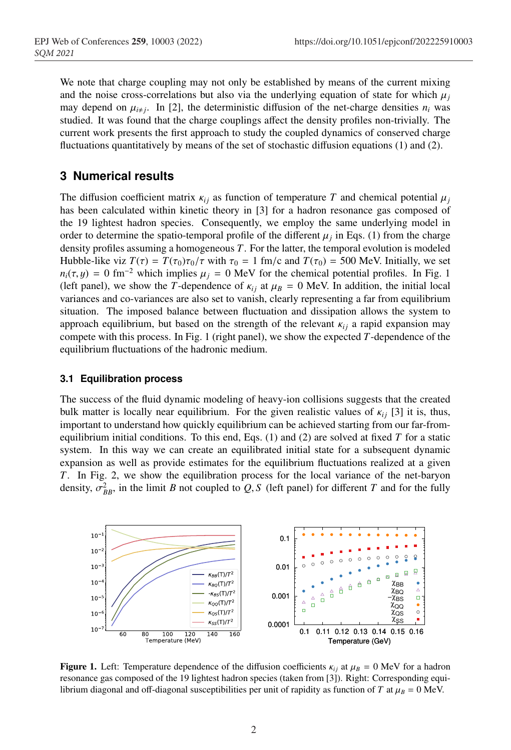We note that charge coupling may not only be established by means of the current mixing and the noise cross-correlations but also via the underlying equation of state for which $\mu_j$ may depend on $\mu_{i\neq j}$. In [2], the deterministic diffusion of the net-charge densities $n_i$ was studied. It was found that the charge couplings affect the density profiles non-trivially. The current work presents the first approach to study the coupled dynamics of conserved charge fluctuations quantitatively by means of the set of stochastic diffusion equations (1) and (2).

## 3 Numerical results

The diffusion coefficient matrix $\kappa_{ij}$ as function of temperature $T$ and chemical potential $\mu_j$ has been calculated within kinetic theory in [3] for a hadron resonance gas composed of the 19 lightest hadron species. Consequently, we employ the same underlying model in order to determine the spatio-temporal profile of the different $\mu_j$ in Eqs. (1) from the charge density profiles assuming a homogeneous $T$. For the latter, the temporal evolution is modeled Hubble-like viz $T(\tau) = T(\tau_0)\tau_0/\tau$ with $\tau_0 = 1$ fm/c and $T(\tau_0) = 500$ MeV. Initially, we set $n_i(\tau, y) = 0$ fm$^{-2}$ which implies $\mu_j = 0$ MeV for the chemical potential profiles. In Fig. 1 (left panel), we show the $T$-dependence of $\kappa_{ij}$ at $\mu_B = 0$ MeV. In addition, the initial local variances and co-variances are also set to vanish, clearly representing a far from equilibrium situation. The imposed balance between fluctuation and dissipation allows the system to approach equilibrium, but based on the strength of the relevant $\kappa_{ij}$ a rapid expansion may compete with this process. In Fig. 1 (right panel), we show the expected $T$-dependence of the equilibrium fluctuations of the hadronic medium.

### 3.1 Equilibration process

The success of the fluid dynamic modeling of heavy-ion collisions suggests that the created bulk matter is locally near equilibrium. For the given realistic values of $\kappa_{ij}$ [3] it is, thus, important to understand how quickly equilibrium can be achieved starting from our far-from-equilibrium initial conditions. To this end, Eqs. (1) and (2) are solved at fixed $T$ for a static system. In this way we can create an equilibrated initial state for a subsequent dynamic expansion as well as provide estimates for the equilibrium fluctuations realized at a given $T$. In Fig. 2, we show the equilibration process for the local variance of the net-baryon density, $\sigma^2_{BB}$, in the limit $B$ not coupled to $Q, S$ (left panel) for different $T$ and for the fully

**Figure 1.** Left: Temperature dependence of the diffusion coefficients $\kappa_{ij}$ at $\mu_B = 0$ MeV for a hadron resonance gas composed of the 19 lightest hadron species (taken from [3]). Right: Corresponding equilibrium diagonal and off-diagonal susceptibilities per unit of rapidity as function of $T$ at $\mu_B = 0$ MeV.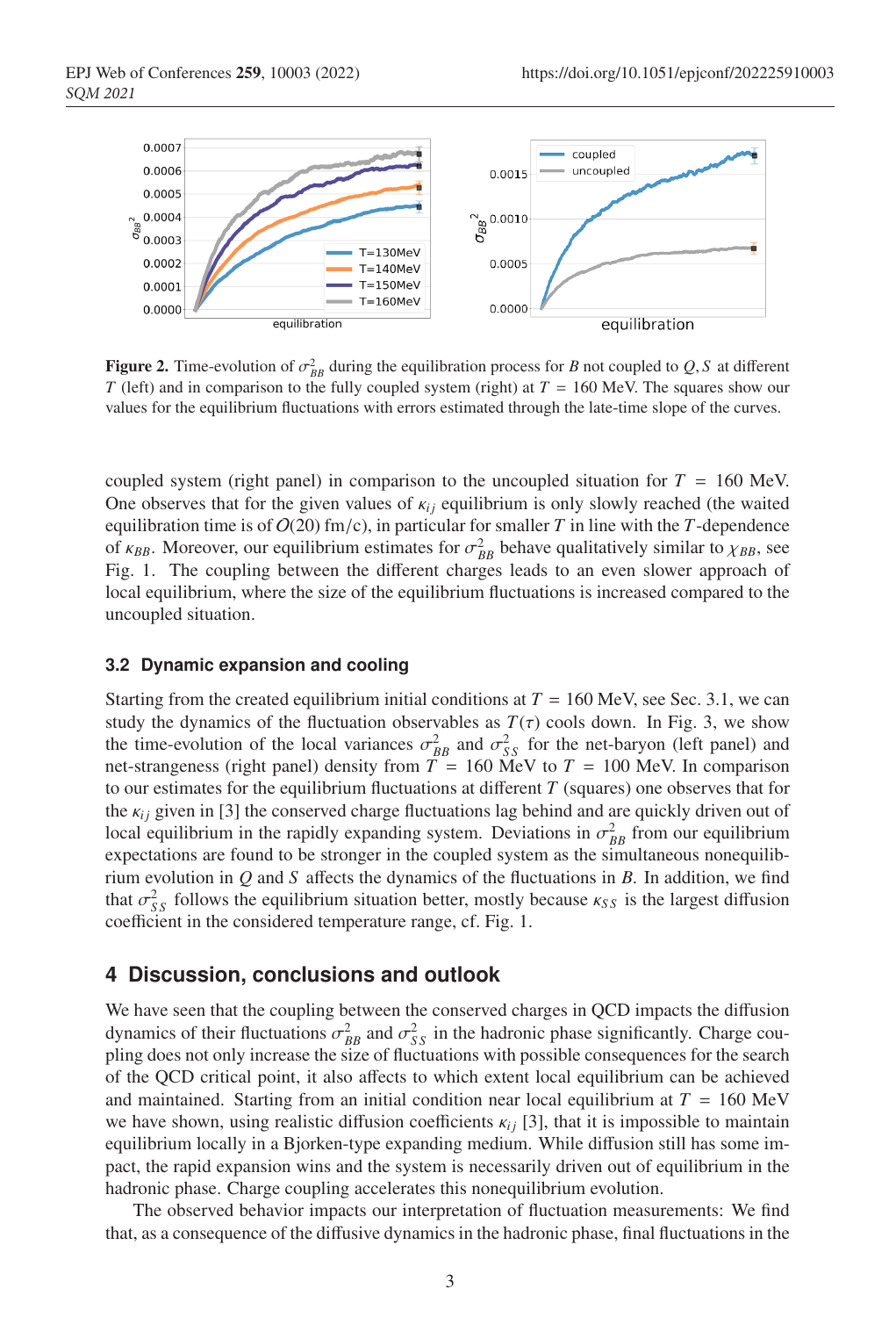**Figure 2.** Time-evolution of $\sigma^2_{BB}$ during the equilibration process for $B$ not coupled to $Q, S$ at different $T$ (left) and in comparison to the fully coupled system (right) at $T = 160$ MeV. The squares show our values for the equilibrium fluctuations with errors estimated through the late-time slope of the curves.

coupled system (right panel) in comparison to the uncoupled situation for $T = 160$ MeV. One observes that for the given values of $\kappa_{ij}$ equilibrium is only slowly reached (the waited equilibration time is of $O(20)$ fm/c), in particular for smaller $T$ in line with the $T$-dependence of $\kappa_{BB}$. Moreover, our equilibrium estimates for $\sigma^2_{BB}$ behave qualitatively similar to $\chi_{BB}$, see Fig. 1. The coupling between the different charges leads to an even slower approach of local equilibrium, where the size of the equilibrium fluctuations is increased compared to the uncoupled situation.

### 3.2 Dynamic expansion and cooling

Starting from the created equilibrium initial conditions at $T = 160$ MeV, see Sec. 3.1, we can study the dynamics of the fluctuation observables as $T(\tau)$ cools down. In Fig. 3, we show the time-evolution of the local variances $\sigma^2_{BB}$ and $\sigma^2_{SS}$ for the net-baryon (left panel) and net-strangeness (right panel) density from $T = 160$ MeV to $T = 100$ MeV. In comparison to our estimates for the equilibrium fluctuations at different $T$ (squares) one observes that for the $\kappa_{ij}$ given in [3] the conserved charge fluctuations lag behind and are quickly driven out of local equilibrium in the rapidly expanding system. Deviations in $\sigma^2_{BB}$ from our equilibrium expectations are found to be stronger in the coupled system as the simultaneous nonequilibrium evolution in $Q$ and $S$ affects the dynamics of the fluctuations in $B$. In addition, we find that $\sigma^2_{SS}$ follows the equilibrium situation better, mostly because $\kappa_{SS}$ is the largest diffusion coefficient in the considered temperature range, cf. Fig. 1.

## 4 Discussion, conclusions and outlook

We have seen that the coupling between the conserved charges in QCD impacts the diffusion dynamics of their fluctuations $\sigma^2_{BB}$ and $\sigma^2_{SS}$ in the hadronic phase significantly. Charge coupling does not only increase the size of fluctuations with possible consequences for the search of the QCD critical point, it also affects to which extent local equilibrium can be achieved and maintained. Starting from an initial condition near local equilibrium at $T = 160$ MeV we have shown, using realistic diffusion coefficients $\kappa_{ij}$ [3], that it is impossible to maintain equilibrium locally in a Bjorken-type expanding medium. While diffusion still has some impact, the rapid expansion wins and the system is necessarily driven out of equilibrium in the hadronic phase. Charge coupling accelerates this nonequilibrium evolution.

The observed behavior impacts our interpretation of fluctuation measurements: We find that, as a consequence of the diffusive dynamics in the hadronic phase, final fluctuations in the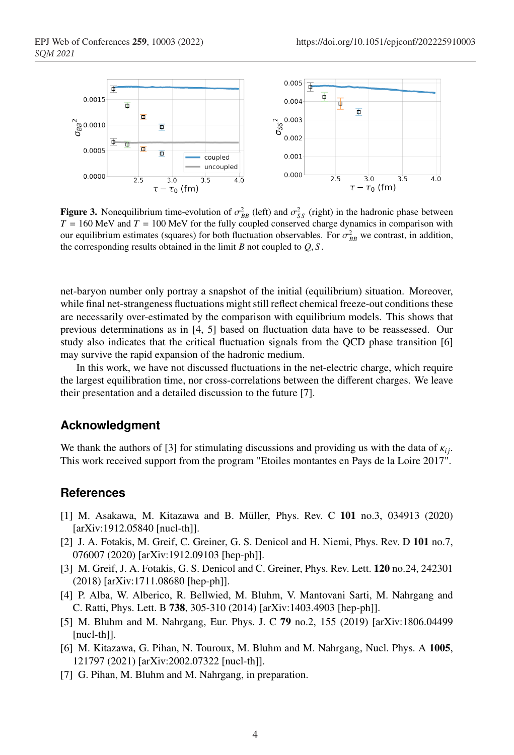0.0015
0.0010
0.0005
0.0000
$\sigma_{BB}^2$
2.5 3.0 3.5 4.0
$\tau - \tau_0$ (fm)
coupled
uncoupled

0.005
0.004
0.003
0.002
0.001
0.000
$\sigma_{SS}^2$
2.5 3.0 3.5 4.0
$\tau - \tau_0$ (fm)

**Figure 3.** Nonequilibrium time-evolution of $\sigma^2_{BB}$ (left) and $\sigma^2_{SS}$ (right) in the hadronic phase between $T = 160$ MeV and $T = 100$ MeV for the fully coupled conserved charge dynamics in comparison with our equilibrium estimates (squares) for both fluctuation observables. For $\sigma^2_{BB}$ we contrast, in addition, the corresponding results obtained in the limit $B$ not coupled to $Q, S$.

net-baryon number only portray a snapshot of the initial (equilibrium) situation. Moreover, while final net-strangeness fluctuations might still reflect chemical freeze-out conditions these are necessarily over-estimated by the comparison with equilibrium models. This shows that previous determinations as in [4, 5] based on fluctuation data have to be reassessed. Our study also indicates that the critical fluctuation signals from the QCD phase transition [6] may survive the rapid expansion of the hadronic medium.

In this work, we have not discussed fluctuations in the net-electric charge, which require the largest equilibration time, nor cross-correlations between the different charges. We leave their presentation and a detailed discussion to the future [7].

## Acknowledgment

We thank the authors of [3] for stimulating discussions and providing us with the data of $\kappa_{ij}$. This work received support from the program "Etoiles montantes en Pays de la Loire 2017".

## References

[1] M. Asakawa, M. Kitazawa and B. Müller, Phys. Rev. C **101** no.3, 034913 (2020) [arXiv:1912.05840 [nucl-th]].

[2] J. A. Fotakis, M. Greif, C. Greiner, G. S. Denicol and H. Niemi, Phys. Rev. D **101** no.7, 076007 (2020) [arXiv:1912.09103 [hep-ph]].

[3] M. Greif, J. A. Fotakis, G. S. Denicol and C. Greiner, Phys. Rev. Lett. **120** no.24, 242301 (2018) [arXiv:1711.08680 [hep-ph]].

[4] P. Alba, W. Alberico, R. Bellwied, M. Bluhm, V. Mantovani Sarti, M. Nahrgang and C. Ratti, Phys. Lett. B **738**, 305-310 (2014) [arXiv:1403.4903 [hep-ph]].

[5] M. Bluhm and M. Nahrgang, Eur. Phys. J. C **79** no.2, 155 (2019) [arXiv:1806.04499 [nucl-th]].

[6] M. Kitazawa, G. Pihan, N. Touroux, M. Bluhm and M. Nahrgang, Nucl. Phys. A **1005**, 121797 (2021) [arXiv:2002.07322 [nucl-th]].

[7] G. Pihan, M. Bluhm and M. Nahrgang, in preparation.